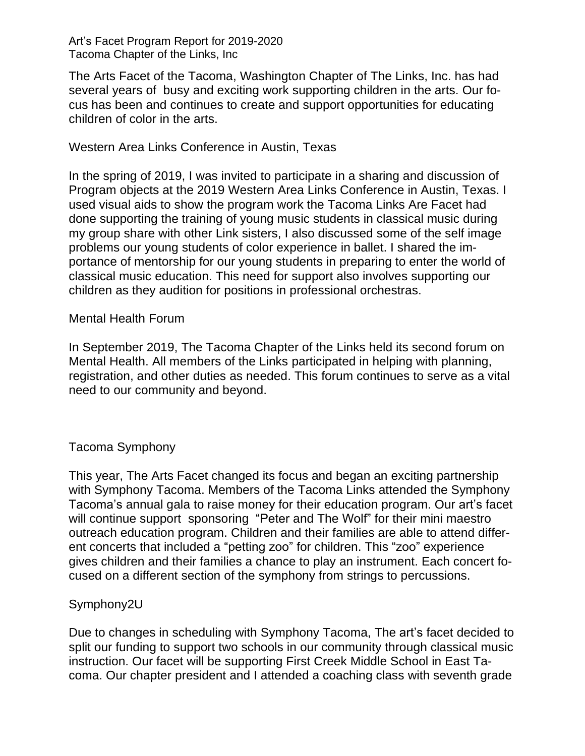Art's Facet Program Report for 2019-2020
Tacoma Chapter of the Links, Inc

The Arts Facet of the Tacoma, Washington Chapter of The Links, Inc. has had several years of busy and exciting work supporting children in the arts. Our focus has been and continues to create and support opportunities for educating children of color in the arts.

## Western Area Links Conference in Austin, Texas

In the spring of 2019, I was invited to participate in a sharing and discussion of Program objects at the 2019 Western Area Links Conference in Austin, Texas. I used visual aids to show the program work the Tacoma Links Are Facet had done supporting the training of young music students in classical music during my group share with other Link sisters, I also discussed some of the self image problems our young students of color experience in ballet. I shared the importance of mentorship for our young students in preparing to enter the world of classical music education. This need for support also involves supporting our children as they audition for positions in professional orchestras.

## Mental Health Forum

In September 2019, The Tacoma Chapter of the Links held its second forum on Mental Health. All members of the Links participated in helping with planning, registration, and other duties as needed. This forum continues to serve as a vital need to our community and beyond.

## Tacoma Symphony

This year, The Arts Facet changed its focus and began an exciting partnership with Symphony Tacoma. Members of the Tacoma Links attended the Symphony Tacoma's annual gala to raise money for their education program. Our art's facet will continue support sponsoring "Peter and The Wolf" for their mini maestro outreach education program. Children and their families are able to attend different concerts that included a "petting zoo" for children. This "zoo" experience gives children and their families a chance to play an instrument. Each concert focused on a different section of the symphony from strings to percussions.

## Symphony2U

Due to changes in scheduling with Symphony Tacoma, The art's facet decided to split our funding to support two schools in our community through classical music instruction. Our facet will be supporting First Creek Middle School in East Tacoma. Our chapter president and I attended a coaching class with seventh grade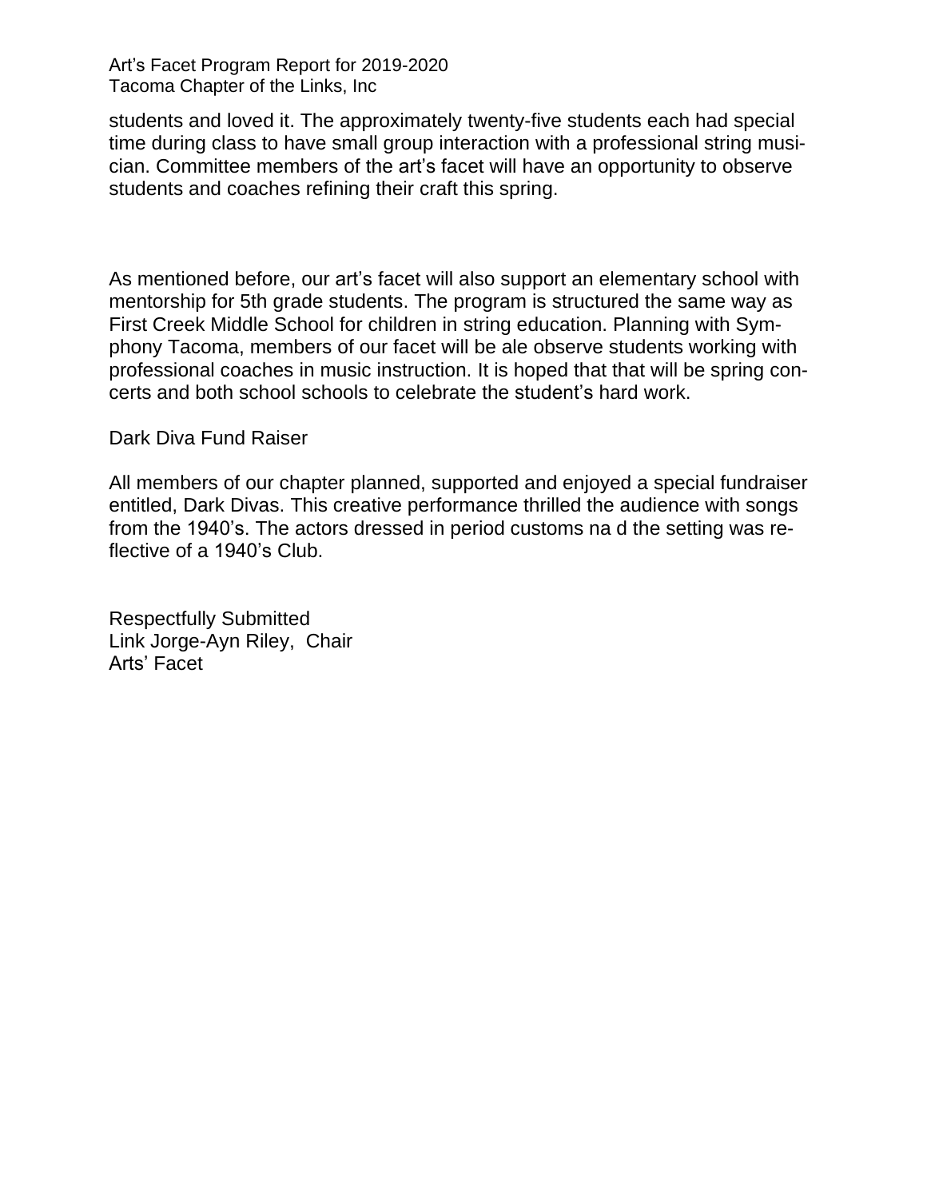students and loved it. The approximately twenty-five students each had special time during class to have small group interaction with a professional string musician. Committee members of the art's facet will have an opportunity to observe students and coaches refining their craft this spring.

As mentioned before, our art's facet will also support an elementary school with mentorship for 5th grade students. The program is structured the same way as First Creek Middle School for children in string education. Planning with Symphony Tacoma, members of our facet will be ale observe students working with professional coaches in music instruction. It is hoped that that will be spring concerts and both school schools to celebrate the student's hard work.

Dark Diva Fund Raiser

All members of our chapter planned, supported and enjoyed a special fundraiser entitled, Dark Divas. This creative performance thrilled the audience with songs from the 1940's. The actors dressed in period customs na d the setting was reflective of a 1940's Club.

Respectfully Submitted
Link Jorge-Ayn Riley, Chair
Arts' Facet